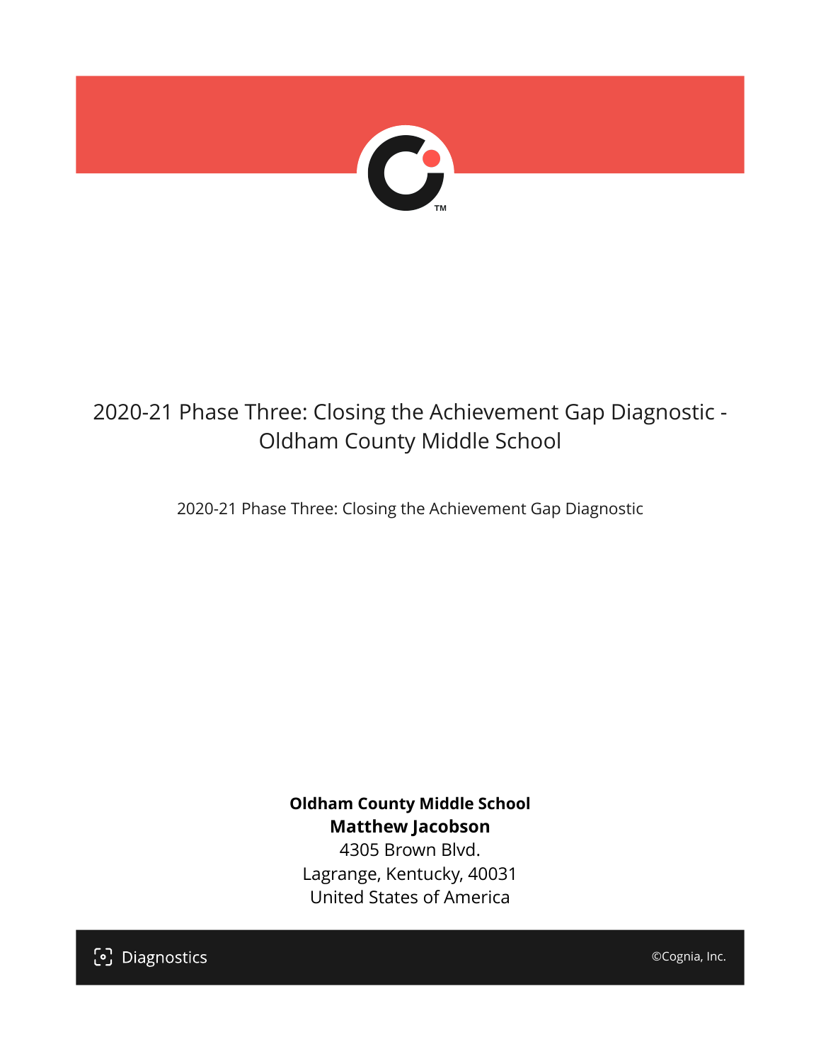# 2020-21 Phase Three: Closing the Achievement Gap Diagnostic - Oldham County Middle School

2020-21 Phase Three: Closing the Achievement Gap Diagnostic

**Oldham County Middle School**
**Matthew Jacobson**
4305 Brown Blvd.
Lagrange, Kentucky, 40031
United States of America

Diagnostics

©Cognia, Inc.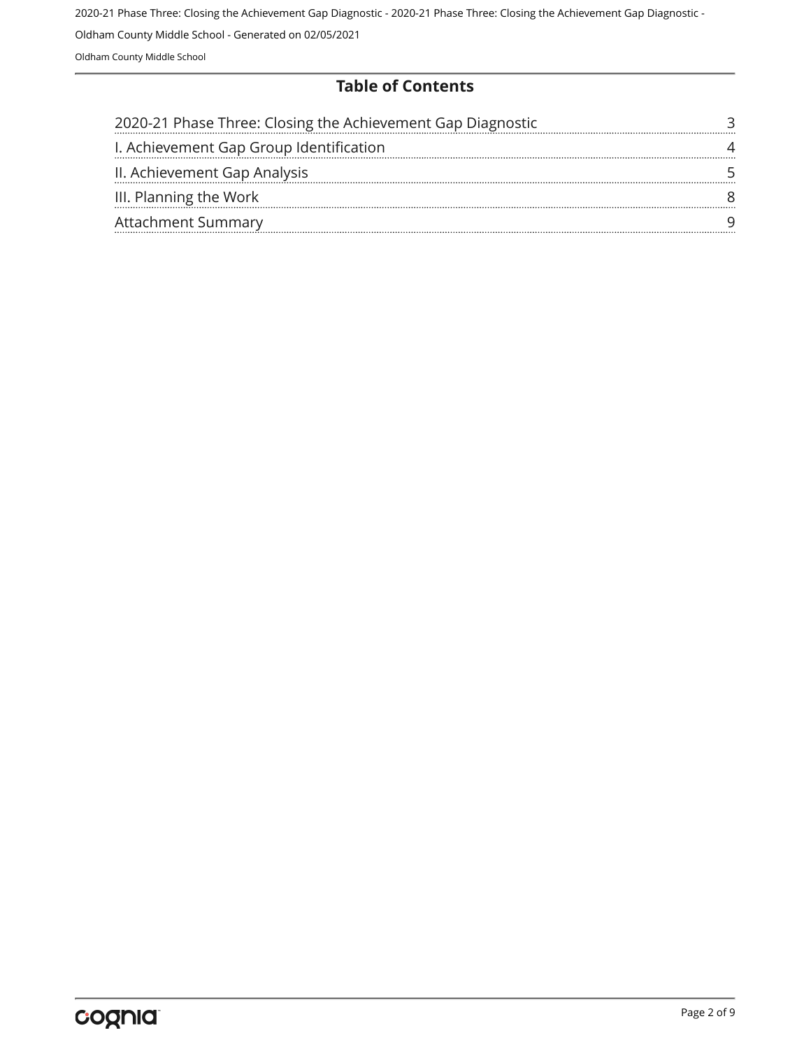## Table of Contents

| | |
|---|---|
| 2020-21 Phase Three: Closing the Achievement Gap Diagnostic | 3 |
| I. Achievement Gap Group Identification | 4 |
| II. Achievement Gap Analysis | 5 |
| III. Planning the Work | 8 |
| Attachment Summary | 9 |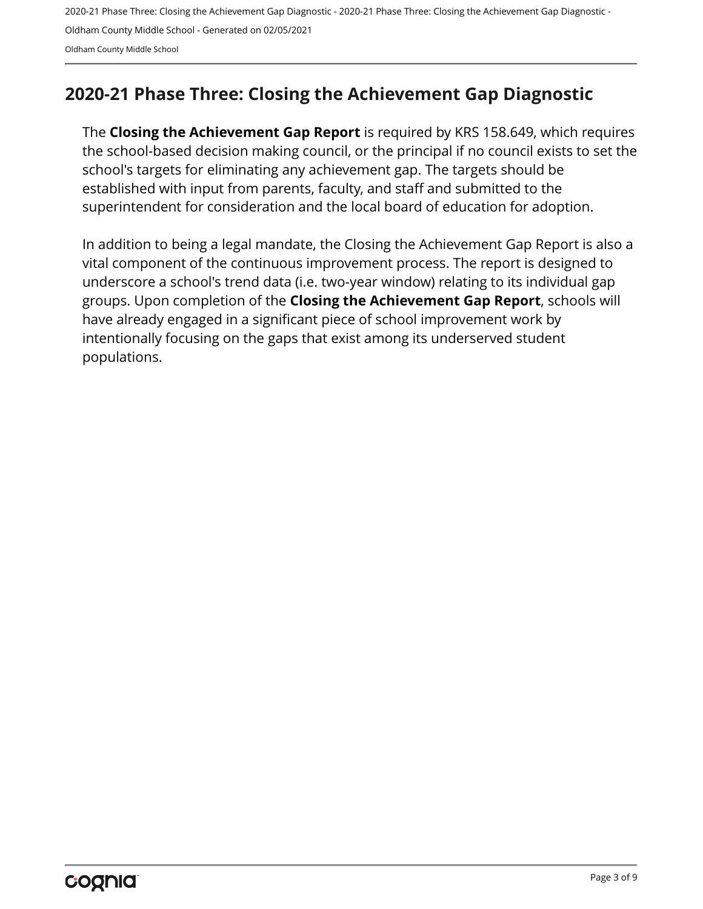## 2020-21 Phase Three: Closing the Achievement Gap Diagnostic

The **Closing the Achievement Gap Report** is required by KRS 158.649, which requires the school-based decision making council, or the principal if no council exists to set the school's targets for eliminating any achievement gap. The targets should be established with input from parents, faculty, and staff and submitted to the superintendent for consideration and the local board of education for adoption.

In addition to being a legal mandate, the Closing the Achievement Gap Report is also a vital component of the continuous improvement process. The report is designed to underscore a school's trend data (i.e. two-year window) relating to its individual gap groups. Upon completion of the **Closing the Achievement Gap Report**, schools will have already engaged in a significant piece of school improvement work by intentionally focusing on the gaps that exist among its underserved student populations.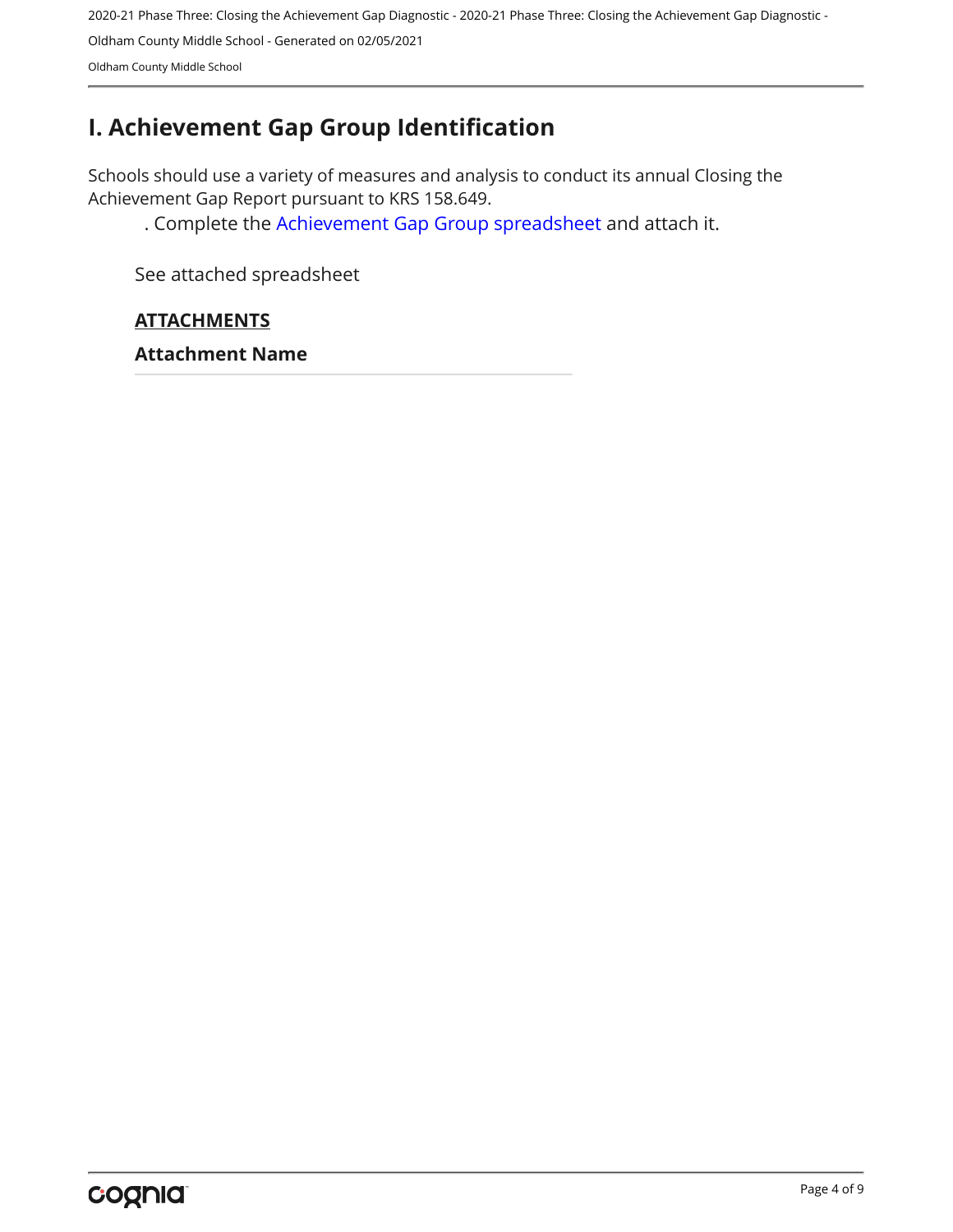# I. Achievement Gap Group Identification

Schools should use a variety of measures and analysis to conduct its annual Closing the Achievement Gap Report pursuant to KRS 158.649.

. Complete the Achievement Gap Group spreadsheet and attach it.

See attached spreadsheet

**ATTACHMENTS**

**Attachment Name**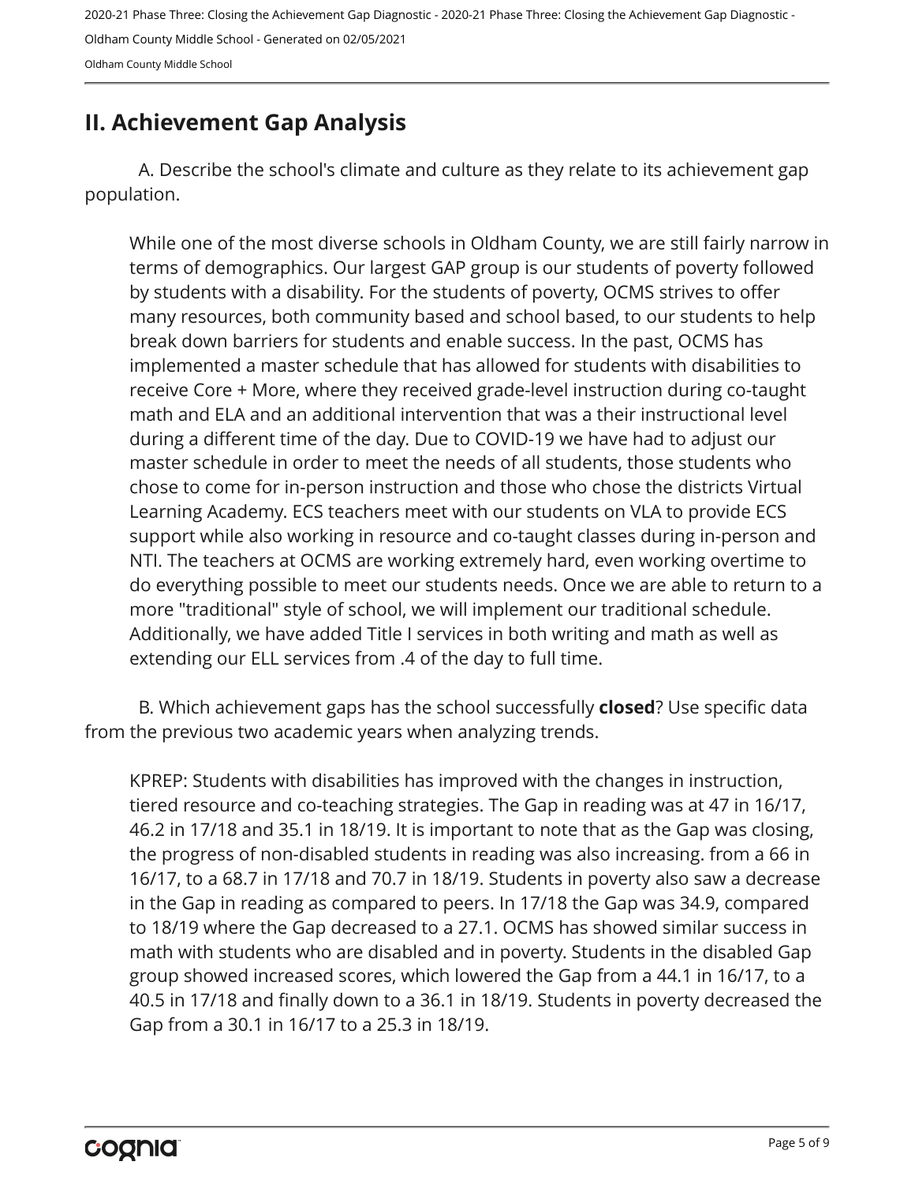## II. Achievement Gap Analysis

A. Describe the school's climate and culture as they relate to its achievement gap population.

While one of the most diverse schools in Oldham County, we are still fairly narrow in terms of demographics. Our largest GAP group is our students of poverty followed by students with a disability. For the students of poverty, OCMS strives to offer many resources, both community based and school based, to our students to help break down barriers for students and enable success. In the past, OCMS has implemented a master schedule that has allowed for students with disabilities to receive Core + More, where they received grade-level instruction during co-taught math and ELA and an additional intervention that was a their instructional level during a different time of the day. Due to COVID-19 we have had to adjust our master schedule in order to meet the needs of all students, those students who chose to come for in-person instruction and those who chose the districts Virtual Learning Academy. ECS teachers meet with our students on VLA to provide ECS support while also working in resource and co-taught classes during in-person and NTI. The teachers at OCMS are working extremely hard, even working overtime to do everything possible to meet our students needs. Once we are able to return to a more "traditional" style of school, we will implement our traditional schedule. Additionally, we have added Title I services in both writing and math as well as extending our ELL services from .4 of the day to full time.

B. Which achievement gaps has the school successfully **closed**? Use specific data from the previous two academic years when analyzing trends.

KPREP: Students with disabilities has improved with the changes in instruction, tiered resource and co-teaching strategies. The Gap in reading was at 47 in 16/17, 46.2 in 17/18 and 35.1 in 18/19. It is important to note that as the Gap was closing, the progress of non-disabled students in reading was also increasing. from a 66 in 16/17, to a 68.7 in 17/18 and 70.7 in 18/19. Students in poverty also saw a decrease in the Gap in reading as compared to peers. In 17/18 the Gap was 34.9, compared to 18/19 where the Gap decreased to a 27.1. OCMS has showed similar success in math with students who are disabled and in poverty. Students in the disabled Gap group showed increased scores, which lowered the Gap from a 44.1 in 16/17, to a 40.5 in 17/18 and finally down to a 36.1 in 18/19. Students in poverty decreased the Gap from a 30.1 in 16/17 to a 25.3 in 18/19.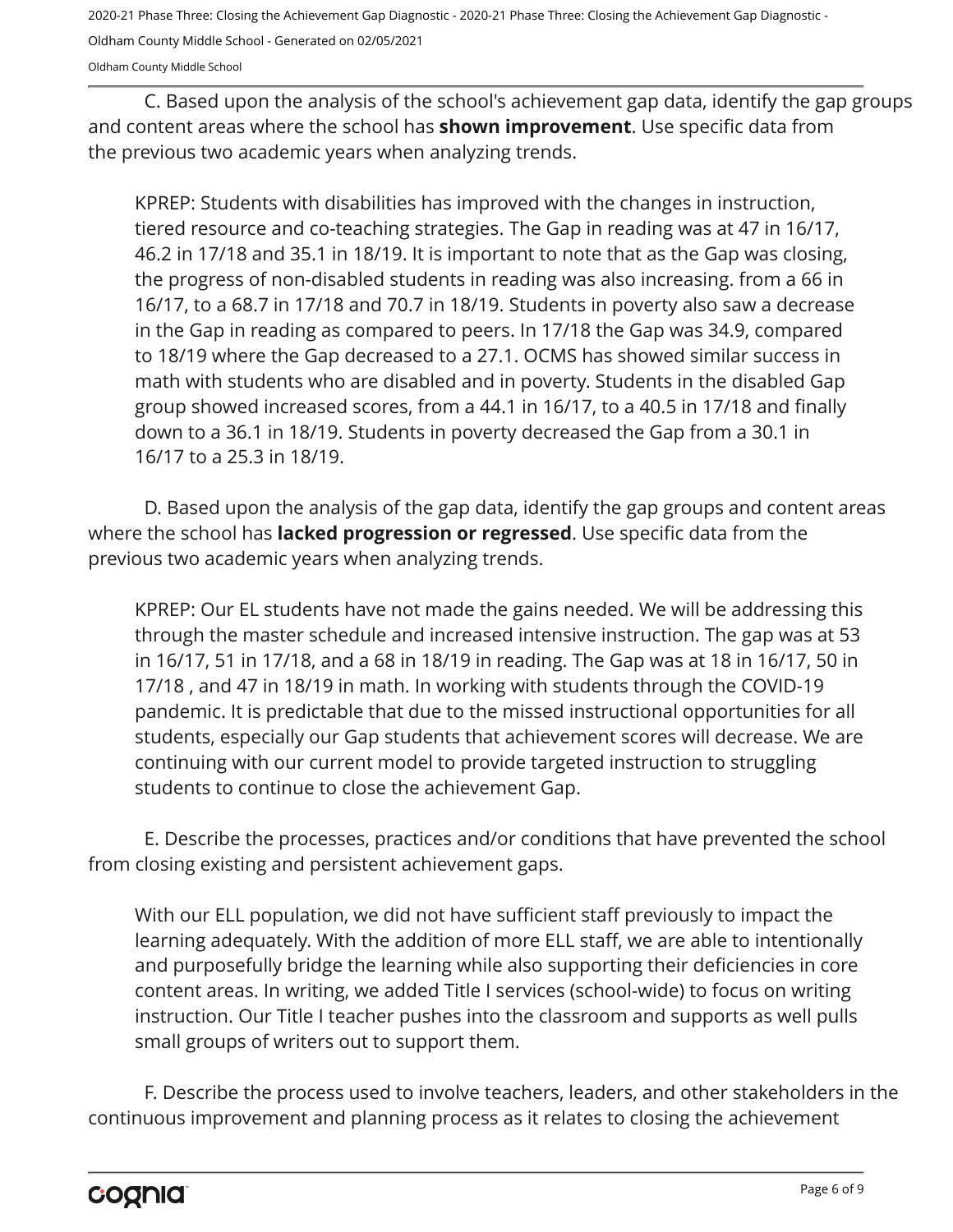C. Based upon the analysis of the school's achievement gap data, identify the gap groups and content areas where the school has **shown improvement**. Use specific data from the previous two academic years when analyzing trends.

KPREP: Students with disabilities has improved with the changes in instruction, tiered resource and co-teaching strategies. The Gap in reading was at 47 in 16/17, 46.2 in 17/18 and 35.1 in 18/19. It is important to note that as the Gap was closing, the progress of non-disabled students in reading was also increasing. from a 66 in 16/17, to a 68.7 in 17/18 and 70.7 in 18/19. Students in poverty also saw a decrease in the Gap in reading as compared to peers. In 17/18 the Gap was 34.9, compared to 18/19 where the Gap decreased to a 27.1. OCMS has showed similar success in math with students who are disabled and in poverty. Students in the disabled Gap group showed increased scores, from a 44.1 in 16/17, to a 40.5 in 17/18 and finally down to a 36.1 in 18/19. Students in poverty decreased the Gap from a 30.1 in 16/17 to a 25.3 in 18/19.

D. Based upon the analysis of the gap data, identify the gap groups and content areas where the school has **lacked progression or regressed**. Use specific data from the previous two academic years when analyzing trends.

KPREP: Our EL students have not made the gains needed. We will be addressing this through the master schedule and increased intensive instruction. The gap was at 53 in 16/17, 51 in 17/18, and a 68 in 18/19 in reading. The Gap was at 18 in 16/17, 50 in 17/18 , and 47 in 18/19 in math. In working with students through the COVID-19 pandemic. It is predictable that due to the missed instructional opportunities for all students, especially our Gap students that achievement scores will decrease. We are continuing with our current model to provide targeted instruction to struggling students to continue to close the achievement Gap.

E. Describe the processes, practices and/or conditions that have prevented the school from closing existing and persistent achievement gaps.

With our ELL population, we did not have sufficient staff previously to impact the learning adequately. With the addition of more ELL staff, we are able to intentionally and purposefully bridge the learning while also supporting their deficiencies in core content areas. In writing, we added Title I services (school-wide) to focus on writing instruction. Our Title I teacher pushes into the classroom and supports as well pulls small groups of writers out to support them.

F. Describe the process used to involve teachers, leaders, and other stakeholders in the continuous improvement and planning process as it relates to closing the achievement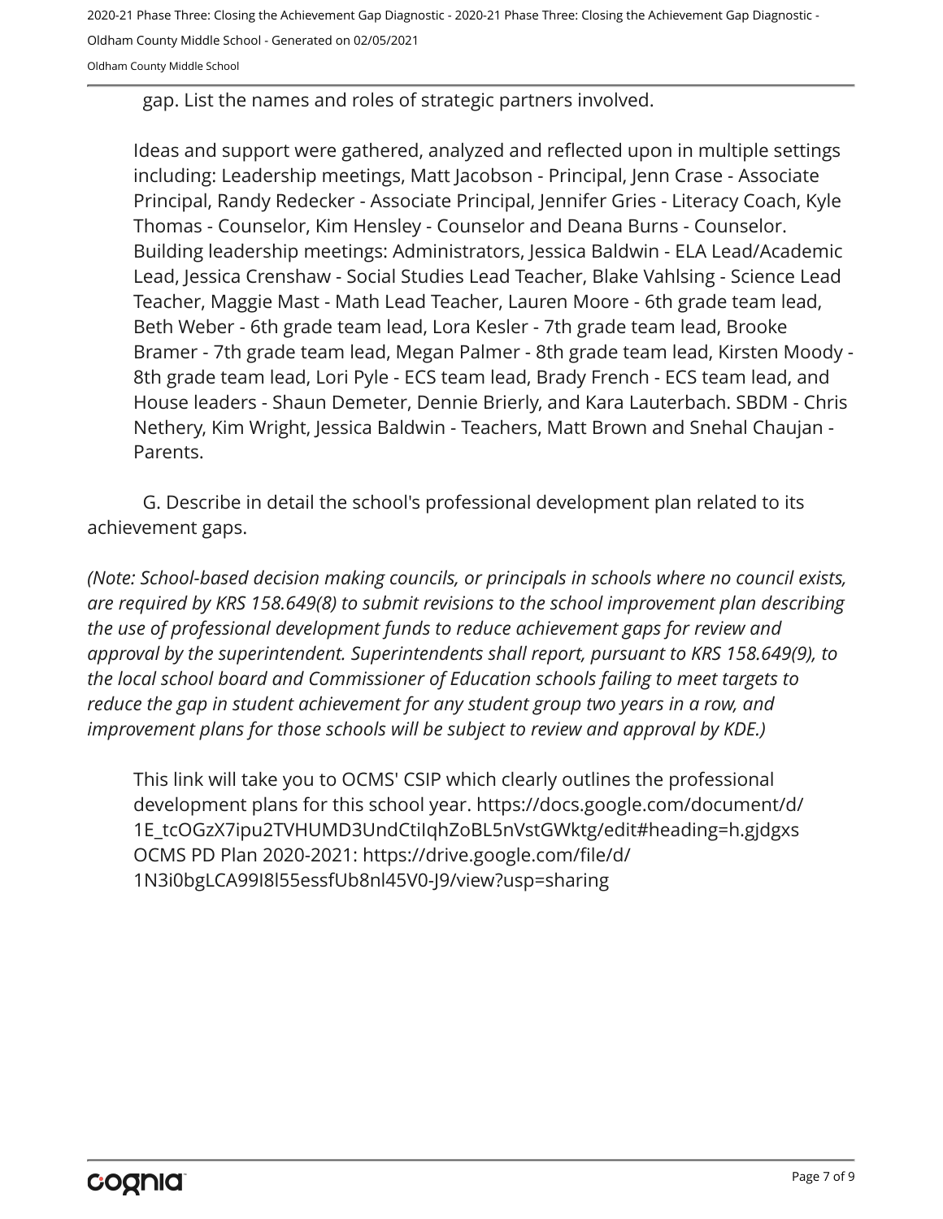gap. List the names and roles of strategic partners involved.

Ideas and support were gathered, analyzed and reflected upon in multiple settings including: Leadership meetings, Matt Jacobson - Principal, Jenn Crase - Associate Principal, Randy Redecker - Associate Principal, Jennifer Gries - Literacy Coach, Kyle Thomas - Counselor, Kim Hensley - Counselor and Deana Burns - Counselor. Building leadership meetings: Administrators, Jessica Baldwin - ELA Lead/Academic Lead, Jessica Crenshaw - Social Studies Lead Teacher, Blake Vahlsing - Science Lead Teacher, Maggie Mast - Math Lead Teacher, Lauren Moore - 6th grade team lead, Beth Weber - 6th grade team lead, Lora Kesler - 7th grade team lead, Brooke Bramer - 7th grade team lead, Megan Palmer - 8th grade team lead, Kirsten Moody - 8th grade team lead, Lori Pyle - ECS team lead, Brady French - ECS team lead, and House leaders - Shaun Demeter, Dennie Brierly, and Kara Lauterbach. SBDM - Chris Nethery, Kim Wright, Jessica Baldwin - Teachers, Matt Brown and Snehal Chaujan - Parents.

G. Describe in detail the school's professional development plan related to its achievement gaps.

*(Note: School-based decision making councils, or principals in schools where no council exists, are required by KRS 158.649(8) to submit revisions to the school improvement plan describing the use of professional development funds to reduce achievement gaps for review and approval by the superintendent. Superintendents shall report, pursuant to KRS 158.649(9), to the local school board and Commissioner of Education schools failing to meet targets to reduce the gap in student achievement for any student group two years in a row, and improvement plans for those schools will be subject to review and approval by KDE.)*

This link will take you to OCMS' CSIP which clearly outlines the professional development plans for this school year. https://docs.google.com/document/d/1E_tcOGzX7ipu2TVHUMD3UndCtiIqhZoBL5nVstGWktg/edit#heading=h.gjdgxs
OCMS PD Plan 2020-2021: https://drive.google.com/file/d/1N3i0bgLCA99I8l55essfUb8nl45V0-J9/view?usp=sharing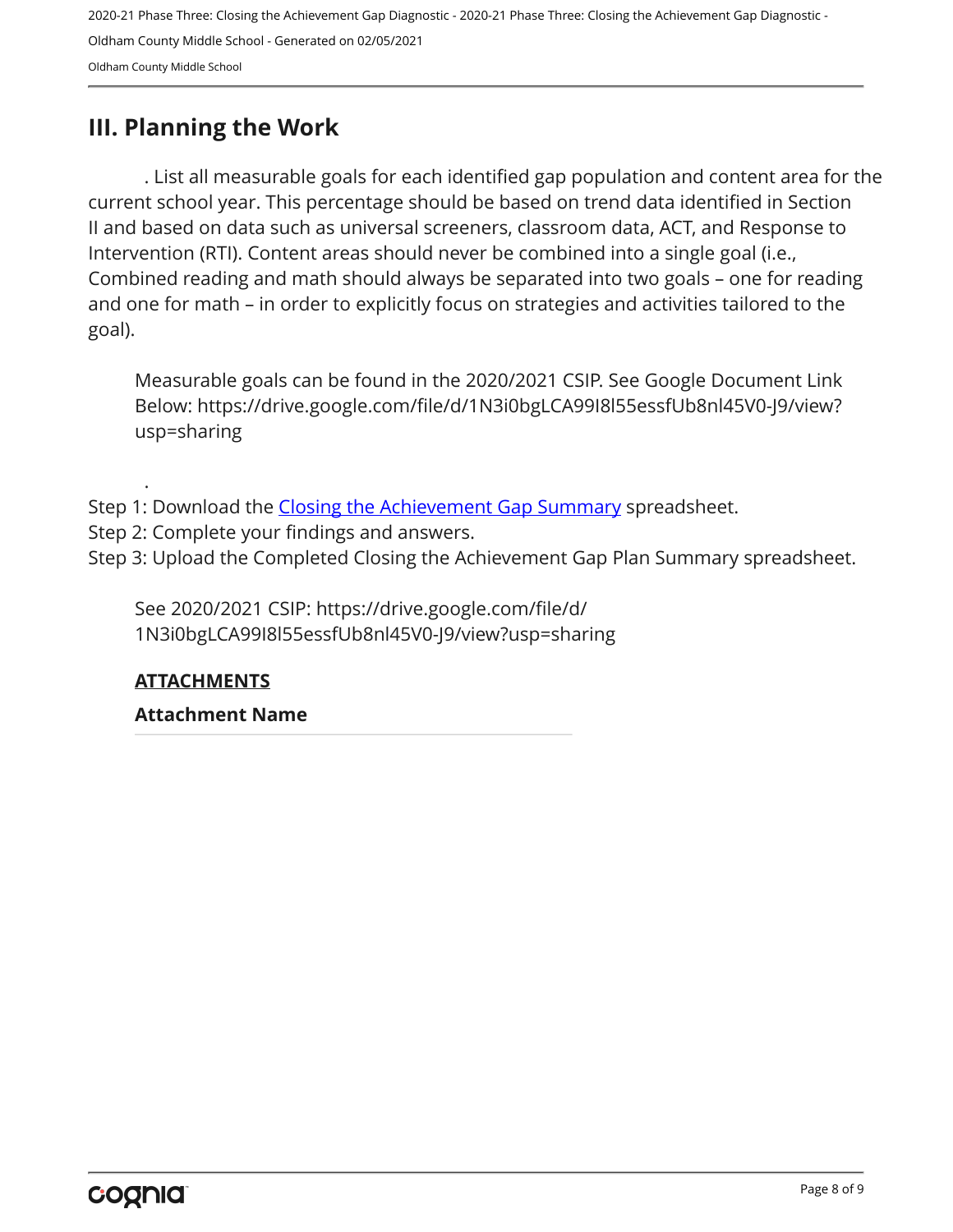## III. Planning the Work

. List all measurable goals for each identified gap population and content area for the current school year. This percentage should be based on trend data identified in Section II and based on data such as universal screeners, classroom data, ACT, and Response to Intervention (RTI). Content areas should never be combined into a single goal (i.e., Combined reading and math should always be separated into two goals – one for reading and one for math – in order to explicitly focus on strategies and activities tailored to the goal).

Measurable goals can be found in the 2020/2021 CSIP. See Google Document Link Below: https://drive.google.com/file/d/1N3i0bgLCA99I8l55essfUb8nl45V0-J9/view?usp=sharing

.

Step 1: Download the Closing the Achievement Gap Summary spreadsheet.
Step 2: Complete your findings and answers.
Step 3: Upload the Completed Closing the Achievement Gap Plan Summary spreadsheet.

See 2020/2021 CSIP: https://drive.google.com/file/d/1N3i0bgLCA99I8l55essfUb8nl45V0-J9/view?usp=sharing

**ATTACHMENTS**

**Attachment Name**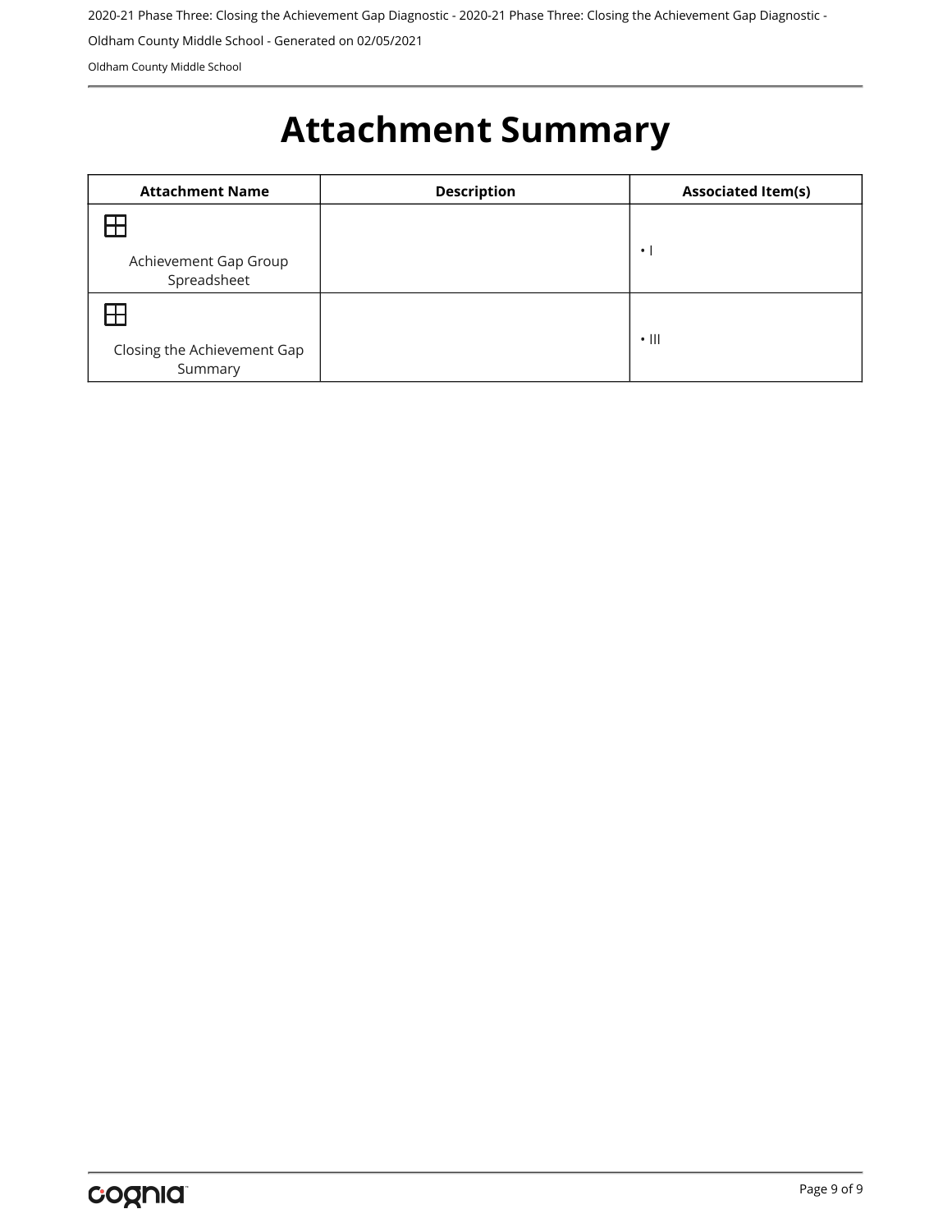# Attachment Summary

| Attachment Name | Description | Associated Item(s) |
| --- | --- | --- |
| Achievement Gap Group Spreadsheet | | • I |
| Closing the Achievement Gap Summary | | • III |